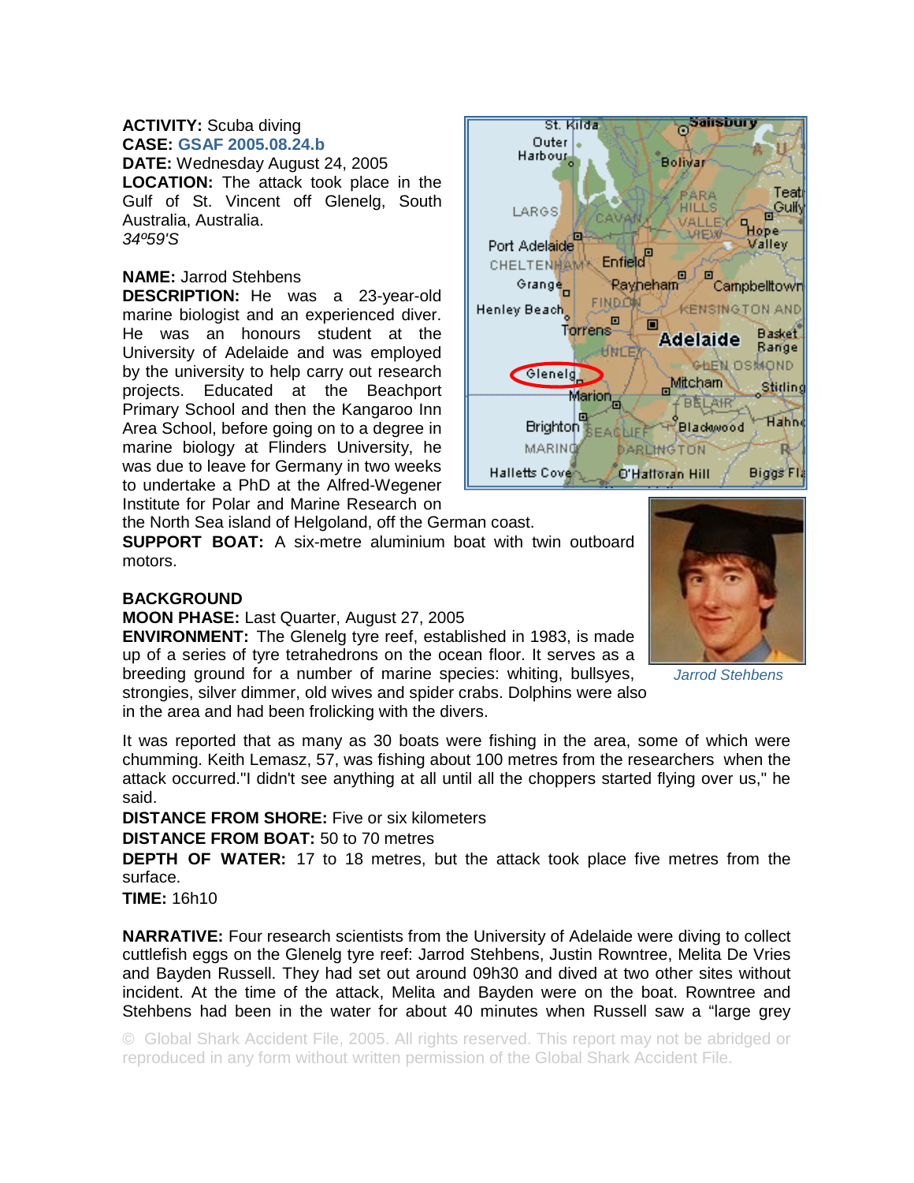**ACTIVITY:** Scuba diving
**CASE:** GSAF 2005.08.24.b
**DATE:** Wednesday August 24, 2005
**LOCATION:** The attack took place in the Gulf of St. Vincent off Glenelg, South Australia, Australia.
*34º59'S*

**NAME:** Jarrod Stehbens
**DESCRIPTION:** He was a 23-year-old marine biologist and an experienced diver. He was an honours student at the University of Adelaide and was employed by the university to help carry out research projects. Educated at the Beachport Primary School and then the Kangaroo Inn Area School, before going on to a degree in marine biology at Flinders University, he was due to leave for Germany in two weeks to undertake a PhD at the Alfred-Wegener Institute for Polar and Marine Research on the North Sea island of Helgoland, off the German coast.
**SUPPORT BOAT:** A six-metre aluminium boat with twin outboard motors.

*Jarrod Stehbens*

**BACKGROUND**
**MOON PHASE:** Last Quarter, August 27, 2005
**ENVIRONMENT:** The Glenelg tyre reef, established in 1983, is made up of a series of tyre tetrahedrons on the ocean floor. It serves as a breeding ground for a number of marine species: whiting, bullseyes, strongies, silver dimmer, old wives and spider crabs. Dolphins were also in the area and had been frolicking with the divers.

It was reported that as many as 30 boats were fishing in the area, some of which were chumming. Keith Lemasz, 57, was fishing about 100 metres from the researchers when the attack occurred."I didn't see anything at all until all the choppers started flying over us," he said.
**DISTANCE FROM SHORE:** Five or six kilometers
**DISTANCE FROM BOAT:** 50 to 70 metres
**DEPTH OF WATER:** 17 to 18 metres, but the attack took place five metres from the surface.
**TIME:** 16h10

**NARRATIVE:** Four research scientists from the University of Adelaide were diving to collect cuttlefish eggs on the Glenelg tyre reef: Jarrod Stehbens, Justin Rowntree, Melita De Vries and Bayden Russell. They had set out around 09h30 and dived at two other sites without incident. At the time of the attack, Melita and Bayden were on the boat. Rowntree and Stehbens had been in the water for about 40 minutes when Russell saw a "large grey

© Global Shark Accident File, 2005. All rights reserved. This report may not be abridged or reproduced in any form without written permission of the Global Shark Accident File.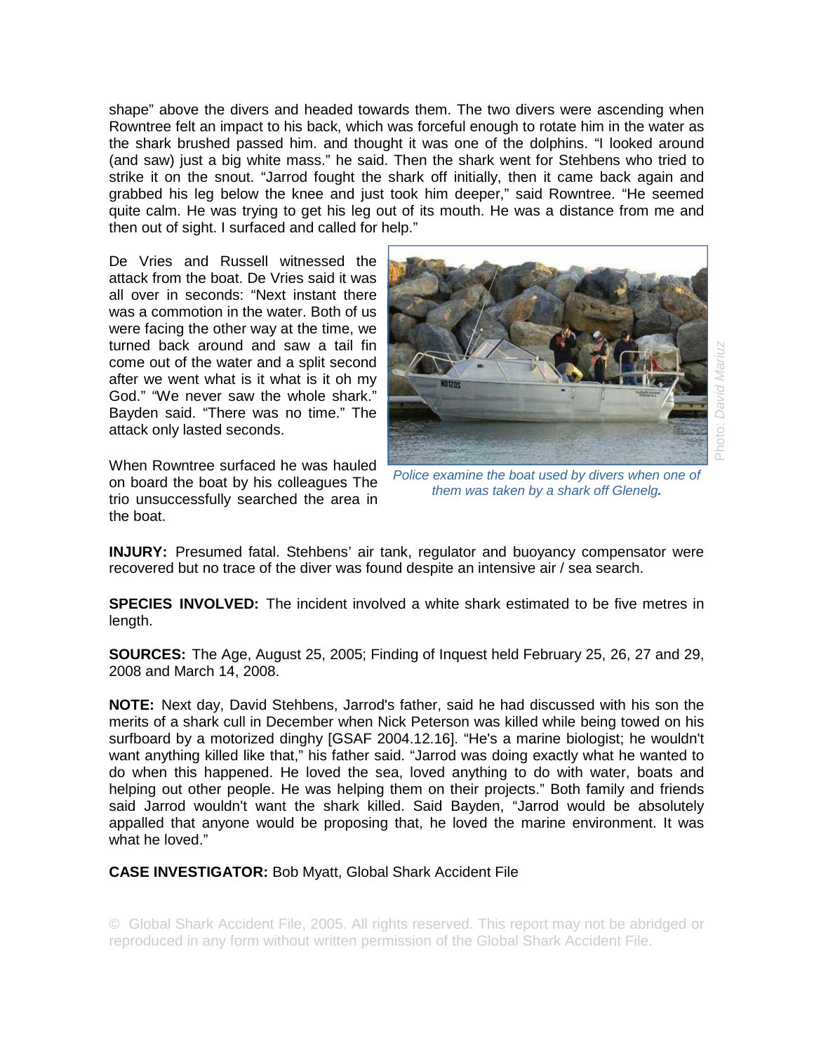shape" above the divers and headed towards them. The two divers were ascending when Rowntree felt an impact to his back, which was forceful enough to rotate him in the water as the shark brushed passed him. and thought it was one of the dolphins. "I looked around (and saw) just a big white mass." he said. Then the shark went for Stehbens who tried to strike it on the snout. "Jarrod fought the shark off initially, then it came back again and grabbed his leg below the knee and just took him deeper," said Rowntree. "He seemed quite calm. He was trying to get his leg out of its mouth. He was a distance from me and then out of sight. I surfaced and called for help."

De Vries and Russell witnessed the attack from the boat. De Vries said it was all over in seconds: "Next instant there was a commotion in the water. Both of us were facing the other way at the time, we turned back around and saw a tail fin come out of the water and a split second after we went what is it what is it oh my God." "We never saw the whole shark." Bayden said. "There was no time." The attack only lasted seconds.

When Rowntree surfaced he was hauled on board the boat by his colleagues The trio unsuccessfully searched the area in the boat.

*Police examine the boat used by divers when one of them was taken by a shark off Glenelg.*

Photo: *David Mariuz*

**INJURY:** Presumed fatal. Stehbens' air tank, regulator and buoyancy compensator were recovered but no trace of the diver was found despite an intensive air / sea search.

**SPECIES INVOLVED:** The incident involved a white shark estimated to be five metres in length.

**SOURCES:** The Age, August 25, 2005; Finding of Inquest held February 25, 26, 27 and 29, 2008 and March 14, 2008.

**NOTE:** Next day, David Stehbens, Jarrod's father, said he had discussed with his son the merits of a shark cull in December when Nick Peterson was killed while being towed on his surfboard by a motorized dinghy [GSAF 2004.12.16]. "He's a marine biologist; he wouldn't want anything killed like that," his father said. "Jarrod was doing exactly what he wanted to do when this happened. He loved the sea, loved anything to do with water, boats and helping out other people. He was helping them on their projects." Both family and friends said Jarrod wouldn't want the shark killed. Said Bayden, "Jarrod would be absolutely appalled that anyone would be proposing that, he loved the marine environment. It was what he loved."

**CASE INVESTIGATOR:** Bob Myatt, Global Shark Accident File

© Global Shark Accident File, 2005. All rights reserved. This report may not be abridged or reproduced in any form without written permission of the Global Shark Accident File.